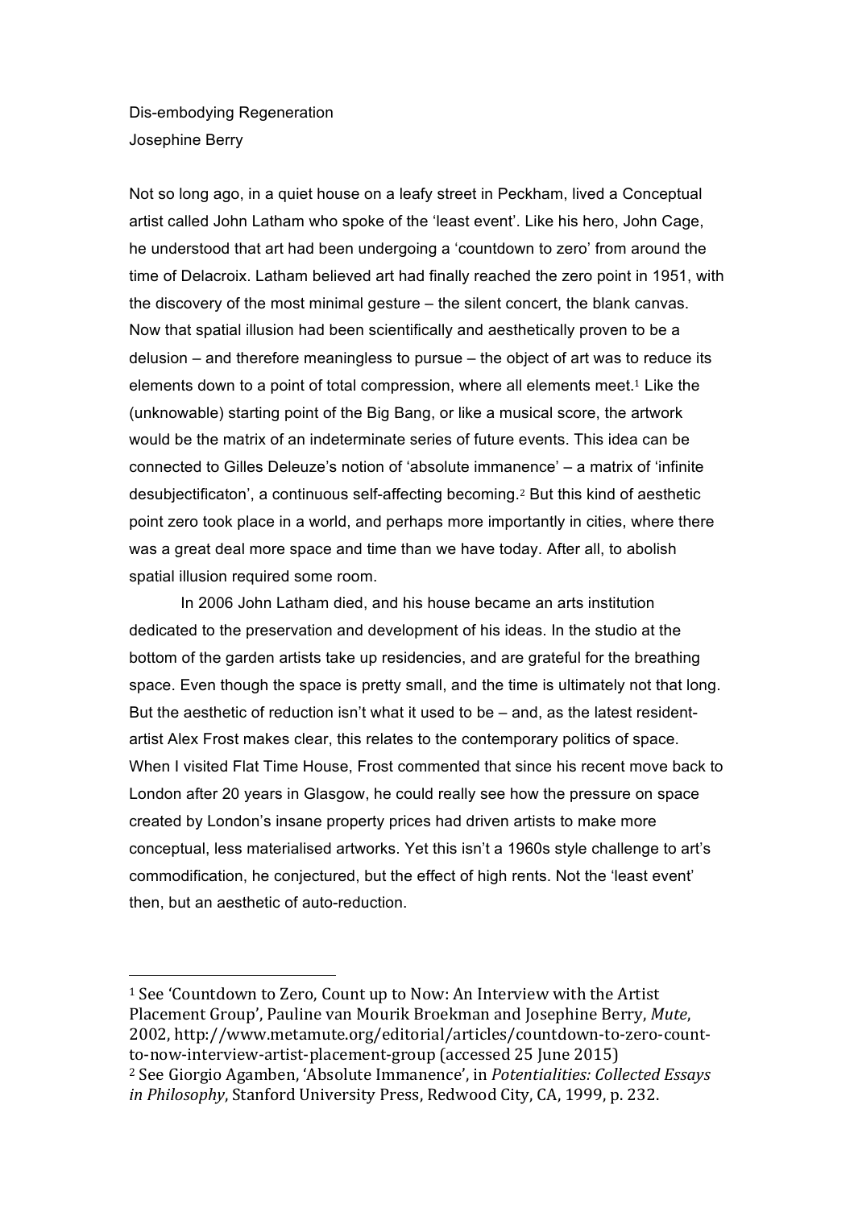# Dis-embodying Regeneration

Josephine Berry

Not so long ago, in a quiet house on a leafy street in Peckham, lived a Conceptual artist called John Latham who spoke of the 'least event'. Like his hero, John Cage, he understood that art had been undergoing a 'countdown to zero' from around the time of Delacroix. Latham believed art had finally reached the zero point in 1951, with the discovery of the most minimal gesture – the silent concert, the blank canvas. Now that spatial illusion had been scientifically and aesthetically proven to be a delusion – and therefore meaningless to pursue – the object of art was to reduce its elements down to a point of total compression, where all elements meet.[1] Like the (unknowable) starting point of the Big Bang, or like a musical score, the artwork would be the matrix of an indeterminate series of future events. This idea can be connected to Gilles Deleuze's notion of 'absolute immanence' – a matrix of 'infinite desubjectificaton', a continuous self-affecting becoming.[2] But this kind of aesthetic point zero took place in a world, and perhaps more importantly in cities, where there was a great deal more space and time than we have today. After all, to abolish spatial illusion required some room.

In 2006 John Latham died, and his house became an arts institution dedicated to the preservation and development of his ideas. In the studio at the bottom of the garden artists take up residencies, and are grateful for the breathing space. Even though the space is pretty small, and the time is ultimately not that long. But the aesthetic of reduction isn't what it used to be – and, as the latest resident-artist Alex Frost makes clear, this relates to the contemporary politics of space. When I visited Flat Time House, Frost commented that since his recent move back to London after 20 years in Glasgow, he could really see how the pressure on space created by London's insane property prices had driven artists to make more conceptual, less materialised artworks. Yet this isn't a 1960s style challenge to art's commodification, he conjectured, but the effect of high rents. Not the 'least event' then, but an aesthetic of auto-reduction.

---

[1] See 'Countdown to Zero, Count up to Now: An Interview with the Artist Placement Group', Pauline van Mourik Broekman and Josephine Berry, *Mute*, 2002, http://www.metamute.org/editorial/articles/countdown-to-zero-count-to-now-interview-artist-placement-group (accessed 25 June 2015)

[2] See Giorgio Agamben, 'Absolute Immanence', in *Potentialities: Collected Essays in Philosophy*, Stanford University Press, Redwood City, CA, 1999, p. 232.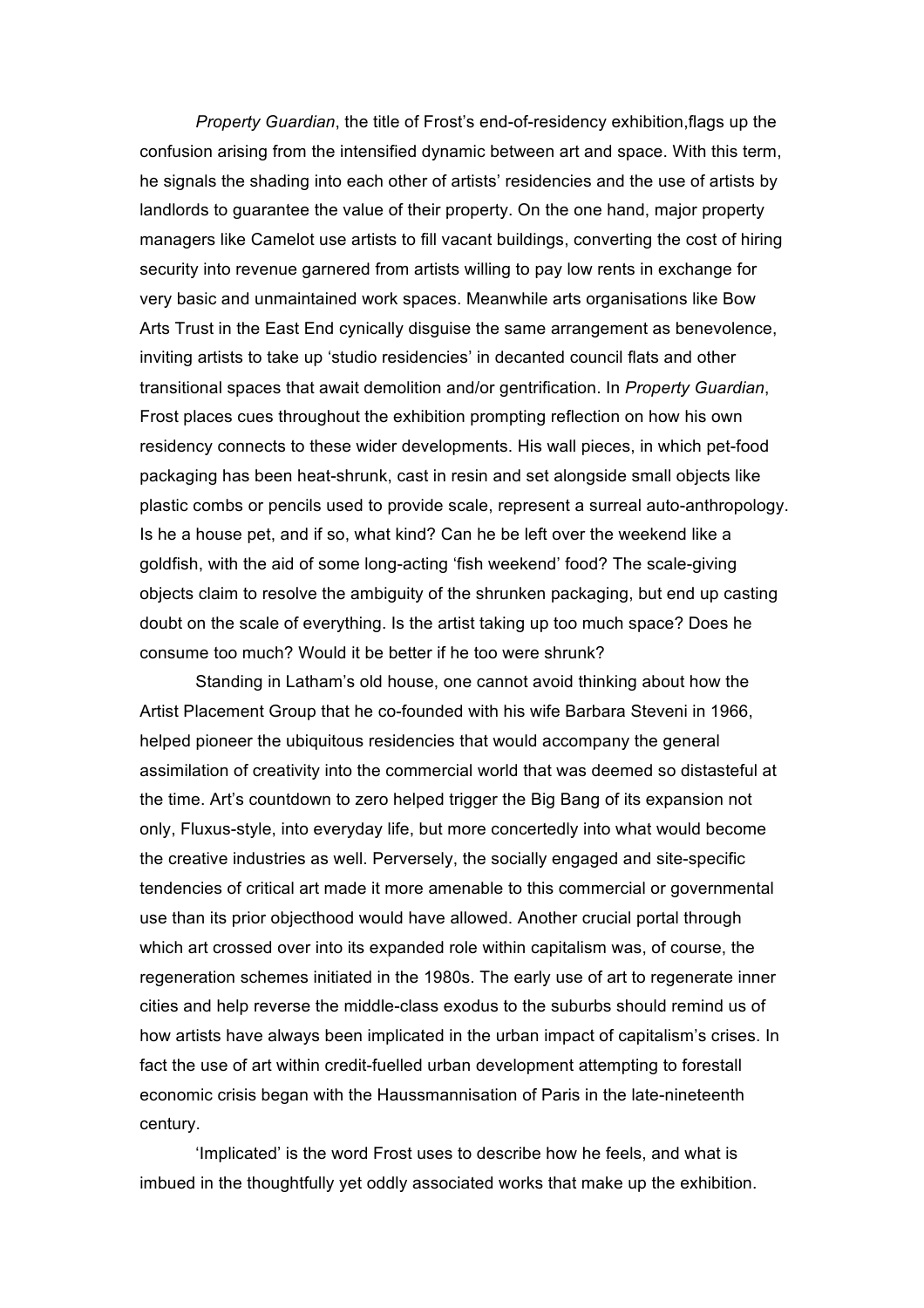*Property Guardian*, the title of Frost's end-of-residency exhibition,flags up the confusion arising from the intensified dynamic between art and space. With this term, he signals the shading into each other of artists' residencies and the use of artists by landlords to guarantee the value of their property. On the one hand, major property managers like Camelot use artists to fill vacant buildings, converting the cost of hiring security into revenue garnered from artists willing to pay low rents in exchange for very basic and unmaintained work spaces. Meanwhile arts organisations like Bow Arts Trust in the East End cynically disguise the same arrangement as benevolence, inviting artists to take up 'studio residencies' in decanted council flats and other transitional spaces that await demolition and/or gentrification. In *Property Guardian*, Frost places cues throughout the exhibition prompting reflection on how his own residency connects to these wider developments. His wall pieces, in which pet-food packaging has been heat-shrunk, cast in resin and set alongside small objects like plastic combs or pencils used to provide scale, represent a surreal auto-anthropology. Is he a house pet, and if so, what kind? Can he be left over the weekend like a goldfish, with the aid of some long-acting 'fish weekend' food? The scale-giving objects claim to resolve the ambiguity of the shrunken packaging, but end up casting doubt on the scale of everything. Is the artist taking up too much space? Does he consume too much? Would it be better if he too were shrunk?

Standing in Latham's old house, one cannot avoid thinking about how the Artist Placement Group that he co-founded with his wife Barbara Steveni in 1966, helped pioneer the ubiquitous residencies that would accompany the general assimilation of creativity into the commercial world that was deemed so distasteful at the time. Art's countdown to zero helped trigger the Big Bang of its expansion not only, Fluxus-style, into everyday life, but more concertedly into what would become the creative industries as well. Perversely, the socially engaged and site-specific tendencies of critical art made it more amenable to this commercial or governmental use than its prior objecthood would have allowed. Another crucial portal through which art crossed over into its expanded role within capitalism was, of course, the regeneration schemes initiated in the 1980s. The early use of art to regenerate inner cities and help reverse the middle-class exodus to the suburbs should remind us of how artists have always been implicated in the urban impact of capitalism's crises. In fact the use of art within credit-fuelled urban development attempting to forestall economic crisis began with the Haussmannisation of Paris in the late-nineteenth century.

'Implicated' is the word Frost uses to describe how he feels, and what is imbued in the thoughtfully yet oddly associated works that make up the exhibition.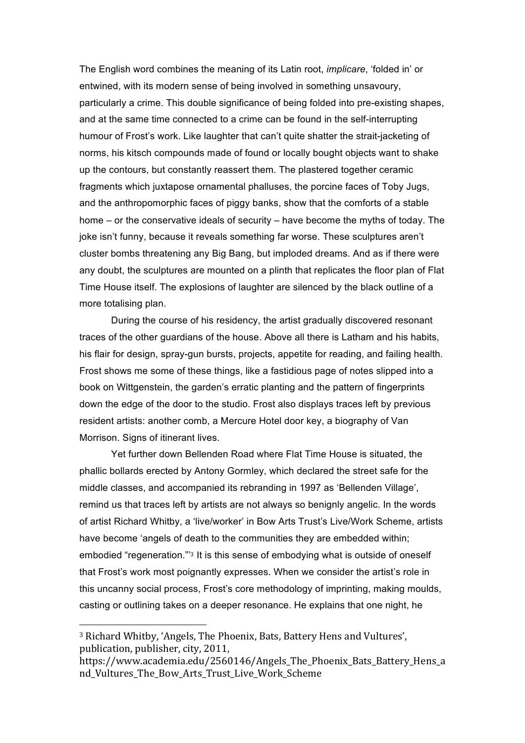The English word combines the meaning of its Latin root, *implicare*, 'folded in' or entwined, with its modern sense of being involved in something unsavoury, particularly a crime. This double significance of being folded into pre-existing shapes, and at the same time connected to a crime can be found in the self-interrupting humour of Frost's work. Like laughter that can't quite shatter the strait-jacketing of norms, his kitsch compounds made of found or locally bought objects want to shake up the contours, but constantly reassert them. The plastered together ceramic fragments which juxtapose ornamental phalluses, the porcine faces of Toby Jugs, and the anthropomorphic faces of piggy banks, show that the comforts of a stable home – or the conservative ideals of security – have become the myths of today. The joke isn't funny, because it reveals something far worse. These sculptures aren't cluster bombs threatening any Big Bang, but imploded dreams. And as if there were any doubt, the sculptures are mounted on a plinth that replicates the floor plan of Flat Time House itself. The explosions of laughter are silenced by the black outline of a more totalising plan.

During the course of his residency, the artist gradually discovered resonant traces of the other guardians of the house. Above all there is Latham and his habits, his flair for design, spray-gun bursts, projects, appetite for reading, and failing health. Frost shows me some of these things, like a fastidious page of notes slipped into a book on Wittgenstein, the garden's erratic planting and the pattern of fingerprints down the edge of the door to the studio. Frost also displays traces left by previous resident artists: another comb, a Mercure Hotel door key, a biography of Van Morrison. Signs of itinerant lives.

Yet further down Bellenden Road where Flat Time House is situated, the phallic bollards erected by Antony Gormley, which declared the street safe for the middle classes, and accompanied its rebranding in 1997 as 'Bellenden Village', remind us that traces left by artists are not always so benignly angelic. In the words of artist Richard Whitby, a 'live/worker' in Bow Arts Trust's Live/Work Scheme, artists have become 'angels of death to the communities they are embedded within; embodied "regeneration."'[3] It is this sense of embodying what is outside of oneself that Frost's work most poignantly expresses. When we consider the artist's role in this uncanny social process, Frost's core methodology of imprinting, making moulds, casting or outlining takes on a deeper resonance. He explains that one night, he

---

[3] Richard Whitby, 'Angels, The Phoenix, Bats, Battery Hens and Vultures', publication, publisher, city, 2011, https://www.academia.edu/2560146/Angels_The_Phoenix_Bats_Battery_Hens_and_Vultures_The_Bow_Arts_Trust_Live_Work_Scheme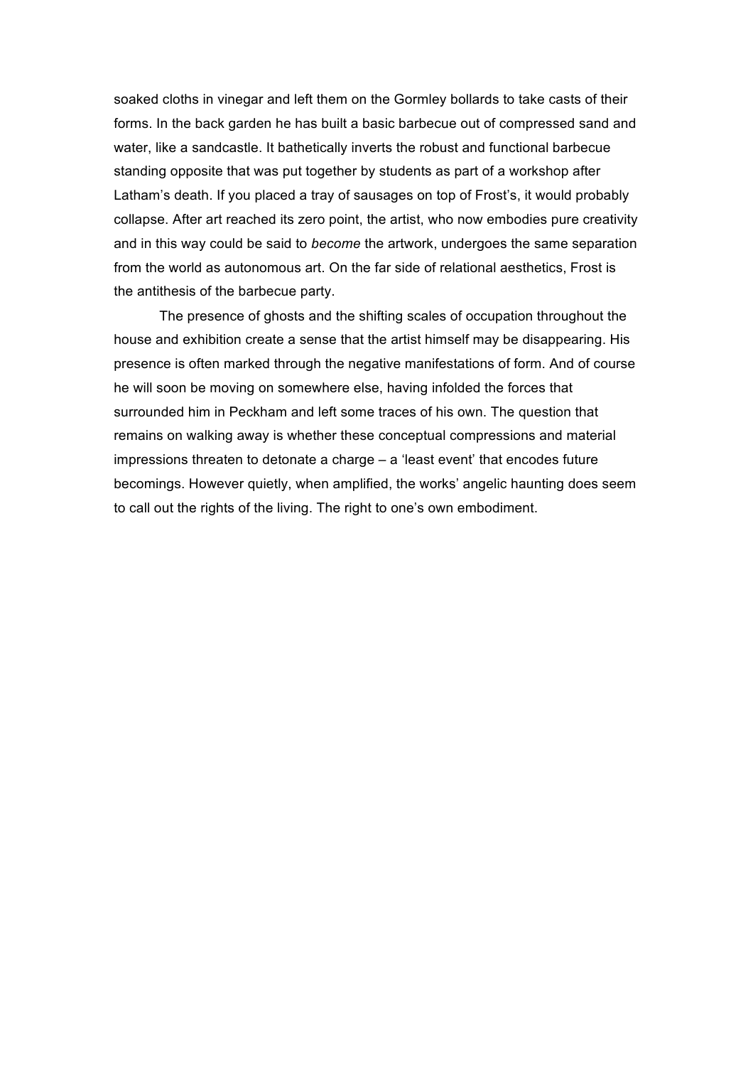soaked cloths in vinegar and left them on the Gormley bollards to take casts of their forms. In the back garden he has built a basic barbecue out of compressed sand and water, like a sandcastle. It bathetically inverts the robust and functional barbecue standing opposite that was put together by students as part of a workshop after Latham's death. If you placed a tray of sausages on top of Frost's, it would probably collapse. After art reached its zero point, the artist, who now embodies pure creativity and in this way could be said to *become* the artwork, undergoes the same separation from the world as autonomous art. On the far side of relational aesthetics, Frost is the antithesis of the barbecue party.

The presence of ghosts and the shifting scales of occupation throughout the house and exhibition create a sense that the artist himself may be disappearing. His presence is often marked through the negative manifestations of form. And of course he will soon be moving on somewhere else, having infolded the forces that surrounded him in Peckham and left some traces of his own. The question that remains on walking away is whether these conceptual compressions and material impressions threaten to detonate a charge – a 'least event' that encodes future becomings. However quietly, when amplified, the works' angelic haunting does seem to call out the rights of the living. The right to one's own embodiment.